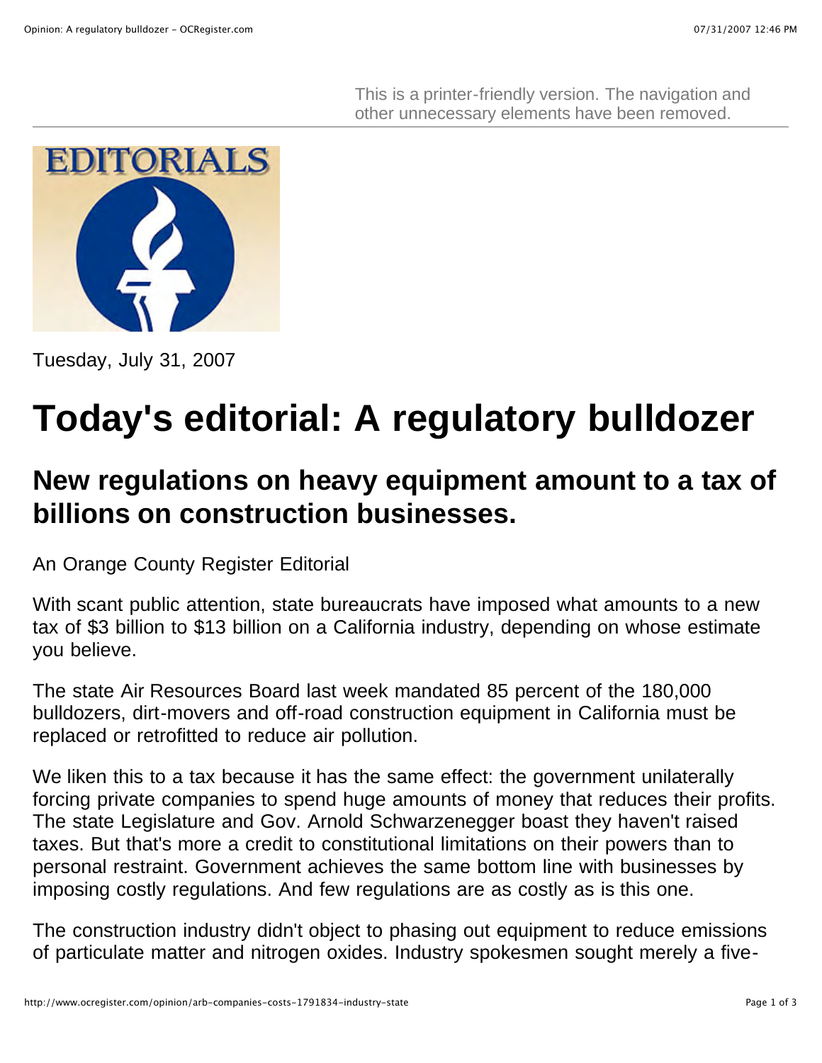This is a printer-friendly version. The navigation and other unnecessary elements have been removed.

EDITORIALS

Tuesday, July 31, 2007

# Today's editorial: A regulatory bulldozer

## New regulations on heavy equipment amount to a tax of billions on construction businesses.

An Orange County Register Editorial

With scant public attention, state bureaucrats have imposed what amounts to a new tax of $3 billion to $13 billion on a California industry, depending on whose estimate you believe.

The state Air Resources Board last week mandated 85 percent of the 180,000 bulldozers, dirt-movers and off-road construction equipment in California must be replaced or retrofitted to reduce air pollution.

We liken this to a tax because it has the same effect: the government unilaterally forcing private companies to spend huge amounts of money that reduces their profits. The state Legislature and Gov. Arnold Schwarzenegger boast they haven't raised taxes. But that's more a credit to constitutional limitations on their powers than to personal restraint. Government achieves the same bottom line with businesses by imposing costly regulations. And few regulations are as costly as is this one.

The construction industry didn't object to phasing out equipment to reduce emissions of particulate matter and nitrogen oxides. Industry spokesmen sought merely a five-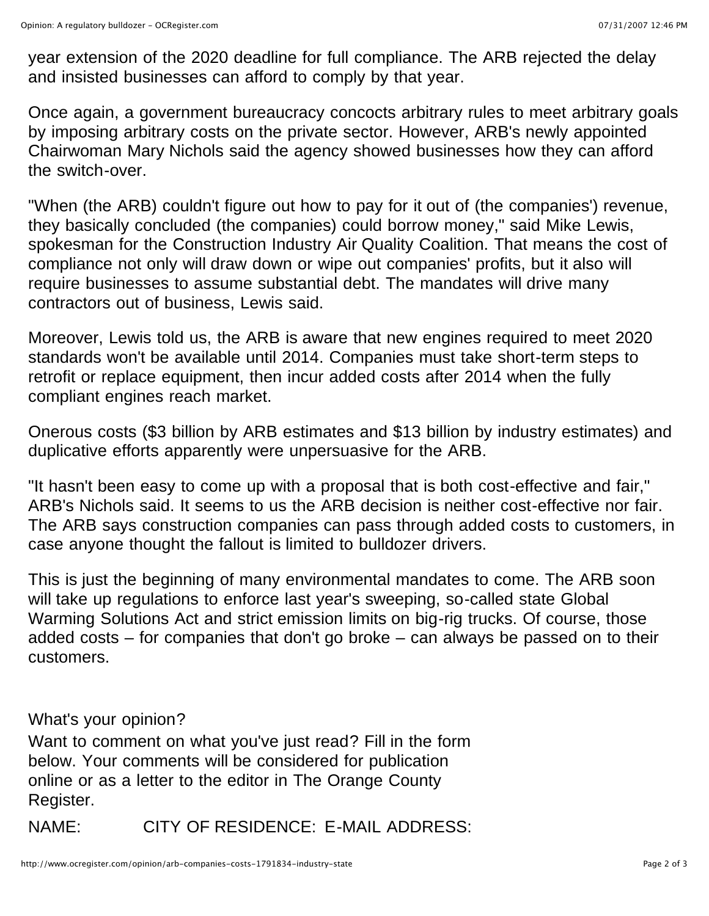year extension of the 2020 deadline for full compliance. The ARB rejected the delay and insisted businesses can afford to comply by that year.

Once again, a government bureaucracy concocts arbitrary rules to meet arbitrary goals by imposing arbitrary costs on the private sector. However, ARB's newly appointed Chairwoman Mary Nichols said the agency showed businesses how they can afford the switch-over.

"When (the ARB) couldn't figure out how to pay for it out of (the companies') revenue, they basically concluded (the companies) could borrow money," said Mike Lewis, spokesman for the Construction Industry Air Quality Coalition. That means the cost of compliance not only will draw down or wipe out companies' profits, but it also will require businesses to assume substantial debt. The mandates will drive many contractors out of business, Lewis said.

Moreover, Lewis told us, the ARB is aware that new engines required to meet 2020 standards won't be available until 2014. Companies must take short-term steps to retrofit or replace equipment, then incur added costs after 2014 when the fully compliant engines reach market.

Onerous costs ($3 billion by ARB estimates and $13 billion by industry estimates) and duplicative efforts apparently were unpersuasive for the ARB.

"It hasn't been easy to come up with a proposal that is both cost-effective and fair," ARB's Nichols said. It seems to us the ARB decision is neither cost-effective nor fair. The ARB says construction companies can pass through added costs to customers, in case anyone thought the fallout is limited to bulldozer drivers.

This is just the beginning of many environmental mandates to come. The ARB soon will take up regulations to enforce last year's sweeping, so-called state Global Warming Solutions Act and strict emission limits on big-rig trucks. Of course, those added costs – for companies that don't go broke – can always be passed on to their customers.

What's your opinion?

Want to comment on what you've just read? Fill in the form below. Your comments will be considered for publication online or as a letter to the editor in The Orange County Register.

NAME: CITY OF RESIDENCE: E-MAIL ADDRESS: